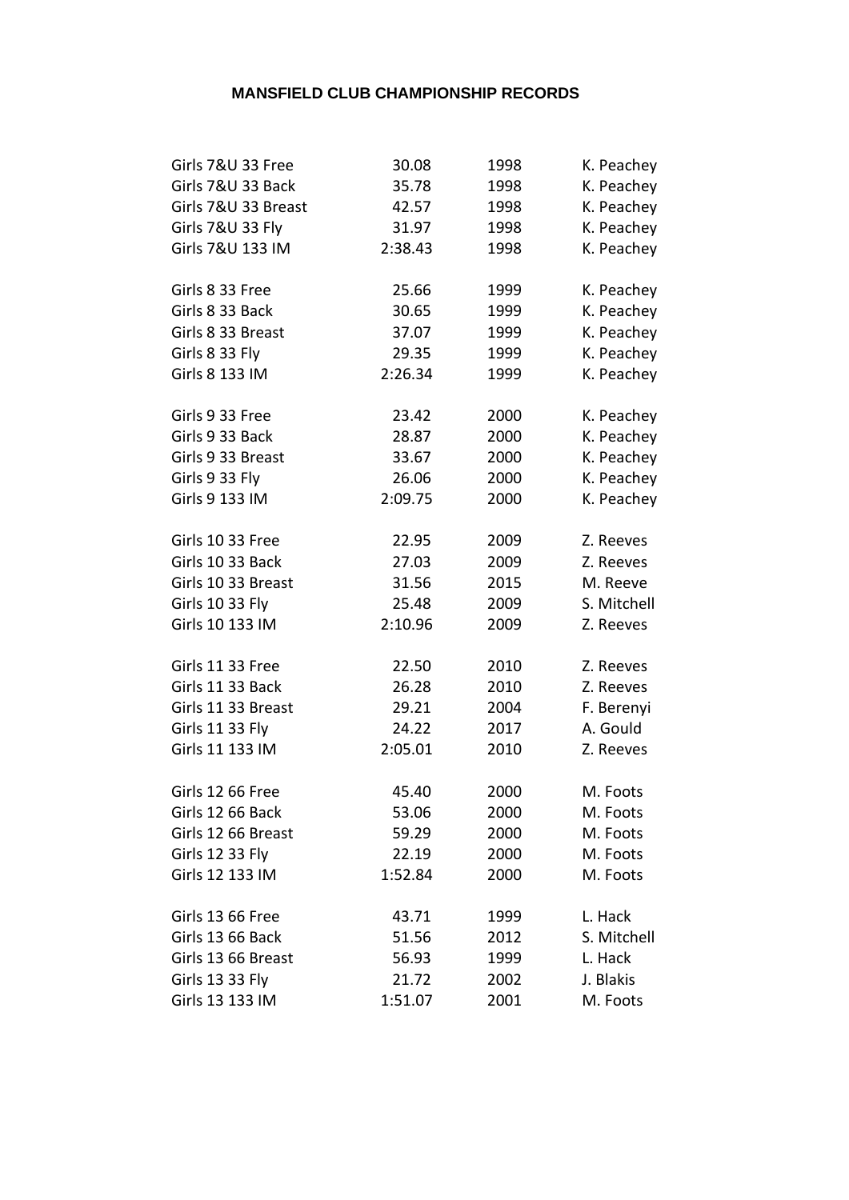# MANSFIELD CLUB CHAMPIONSHIP RECORDS

| Event | Time | Year | Name |
|---|---|---|---|
| Girls 7&U 33 Free | 30.08 | 1998 | K. Peachey |
| Girls 7&U 33 Back | 35.78 | 1998 | K. Peachey |
| Girls 7&U 33 Breast | 42.57 | 1998 | K. Peachey |
| Girls 7&U 33 Fly | 31.97 | 1998 | K. Peachey |
| Girls 7&U 133 IM | 2:38.43 | 1998 | K. Peachey |
| | | | |
| Girls 8 33 Free | 25.66 | 1999 | K. Peachey |
| Girls 8 33 Back | 30.65 | 1999 | K. Peachey |
| Girls 8 33 Breast | 37.07 | 1999 | K. Peachey |
| Girls 8 33 Fly | 29.35 | 1999 | K. Peachey |
| Girls 8 133 IM | 2:26.34 | 1999 | K. Peachey |
| | | | |
| Girls 9 33 Free | 23.42 | 2000 | K. Peachey |
| Girls 9 33 Back | 28.87 | 2000 | K. Peachey |
| Girls 9 33 Breast | 33.67 | 2000 | K. Peachey |
| Girls 9 33 Fly | 26.06 | 2000 | K. Peachey |
| Girls 9 133 IM | 2:09.75 | 2000 | K. Peachey |
| | | | |
| Girls 10 33 Free | 22.95 | 2009 | Z. Reeves |
| Girls 10 33 Back | 27.03 | 2009 | Z. Reeves |
| Girls 10 33 Breast | 31.56 | 2015 | M. Reeve |
| Girls 10 33 Fly | 25.48 | 2009 | S. Mitchell |
| Girls 10 133 IM | 2:10.96 | 2009 | Z. Reeves |
| | | | |
| Girls 11 33 Free | 22.50 | 2010 | Z. Reeves |
| Girls 11 33 Back | 26.28 | 2010 | Z. Reeves |
| Girls 11 33 Breast | 29.21 | 2004 | F. Berenyi |
| Girls 11 33 Fly | 24.22 | 2017 | A. Gould |
| Girls 11 133 IM | 2:05.01 | 2010 | Z. Reeves |
| | | | |
| Girls 12 66 Free | 45.40 | 2000 | M. Foots |
| Girls 12 66 Back | 53.06 | 2000 | M. Foots |
| Girls 12 66 Breast | 59.29 | 2000 | M. Foots |
| Girls 12 33 Fly | 22.19 | 2000 | M. Foots |
| Girls 12 133 IM | 1:52.84 | 2000 | M. Foots |
| | | | |
| Girls 13 66 Free | 43.71 | 1999 | L. Hack |
| Girls 13 66 Back | 51.56 | 2012 | S. Mitchell |
| Girls 13 66 Breast | 56.93 | 1999 | L. Hack |
| Girls 13 33 Fly | 21.72 | 2002 | J. Blakis |
| Girls 13 133 IM | 1:51.07 | 2001 | M. Foots |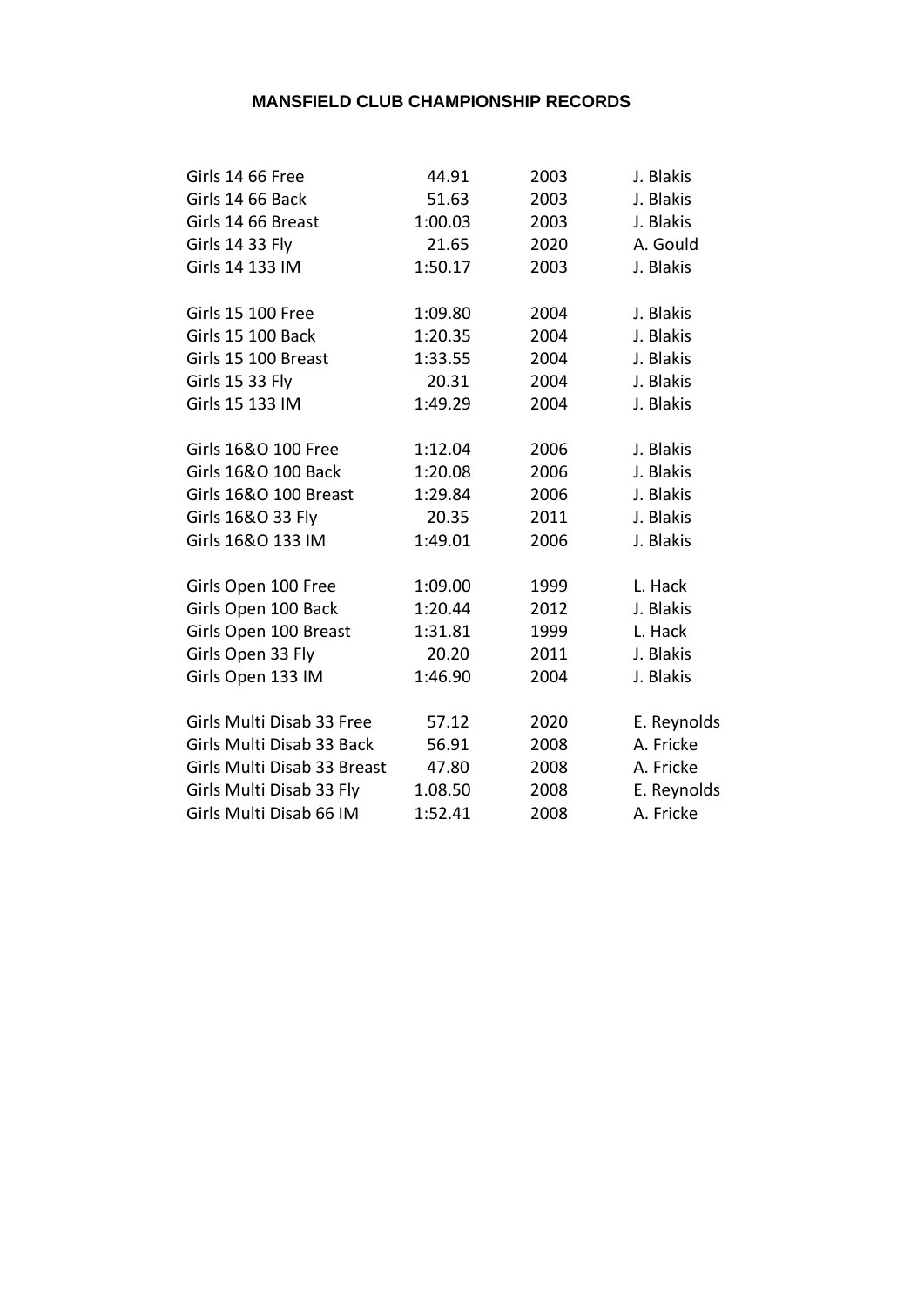## MANSFIELD CLUB CHAMPIONSHIP RECORDS

| | | | |
|---|---|---|---|
| Girls 14 66 Free | 44.91 | 2003 | J. Blakis |
| Girls 14 66 Back | 51.63 | 2003 | J. Blakis |
| Girls 14 66 Breast | 1:00.03 | 2003 | J. Blakis |
| Girls 14 33 Fly | 21.65 | 2020 | A. Gould |
| Girls 14 133 IM | 1:50.17 | 2003 | J. Blakis |
| | | | |
| Girls 15 100 Free | 1:09.80 | 2004 | J. Blakis |
| Girls 15 100 Back | 1:20.35 | 2004 | J. Blakis |
| Girls 15 100 Breast | 1:33.55 | 2004 | J. Blakis |
| Girls 15 33 Fly | 20.31 | 2004 | J. Blakis |
| Girls 15 133 IM | 1:49.29 | 2004 | J. Blakis |
| | | | |
| Girls 16&O 100 Free | 1:12.04 | 2006 | J. Blakis |
| Girls 16&O 100 Back | 1:20.08 | 2006 | J. Blakis |
| Girls 16&O 100 Breast | 1:29.84 | 2006 | J. Blakis |
| Girls 16&O 33 Fly | 20.35 | 2011 | J. Blakis |
| Girls 16&O 133 IM | 1:49.01 | 2006 | J. Blakis |
| | | | |
| Girls Open 100 Free | 1:09.00 | 1999 | L. Hack |
| Girls Open 100 Back | 1:20.44 | 2012 | J. Blakis |
| Girls Open 100 Breast | 1:31.81 | 1999 | L. Hack |
| Girls Open 33 Fly | 20.20 | 2011 | J. Blakis |
| Girls Open 133 IM | 1:46.90 | 2004 | J. Blakis |
| | | | |
| Girls Multi Disab 33 Free | 57.12 | 2020 | E. Reynolds |
| Girls Multi Disab 33 Back | 56.91 | 2008 | A. Fricke |
| Girls Multi Disab 33 Breast | 47.80 | 2008 | A. Fricke |
| Girls Multi Disab 33 Fly | 1.08.50 | 2008 | E. Reynolds |
| Girls Multi Disab 66 IM | 1:52.41 | 2008 | A. Fricke |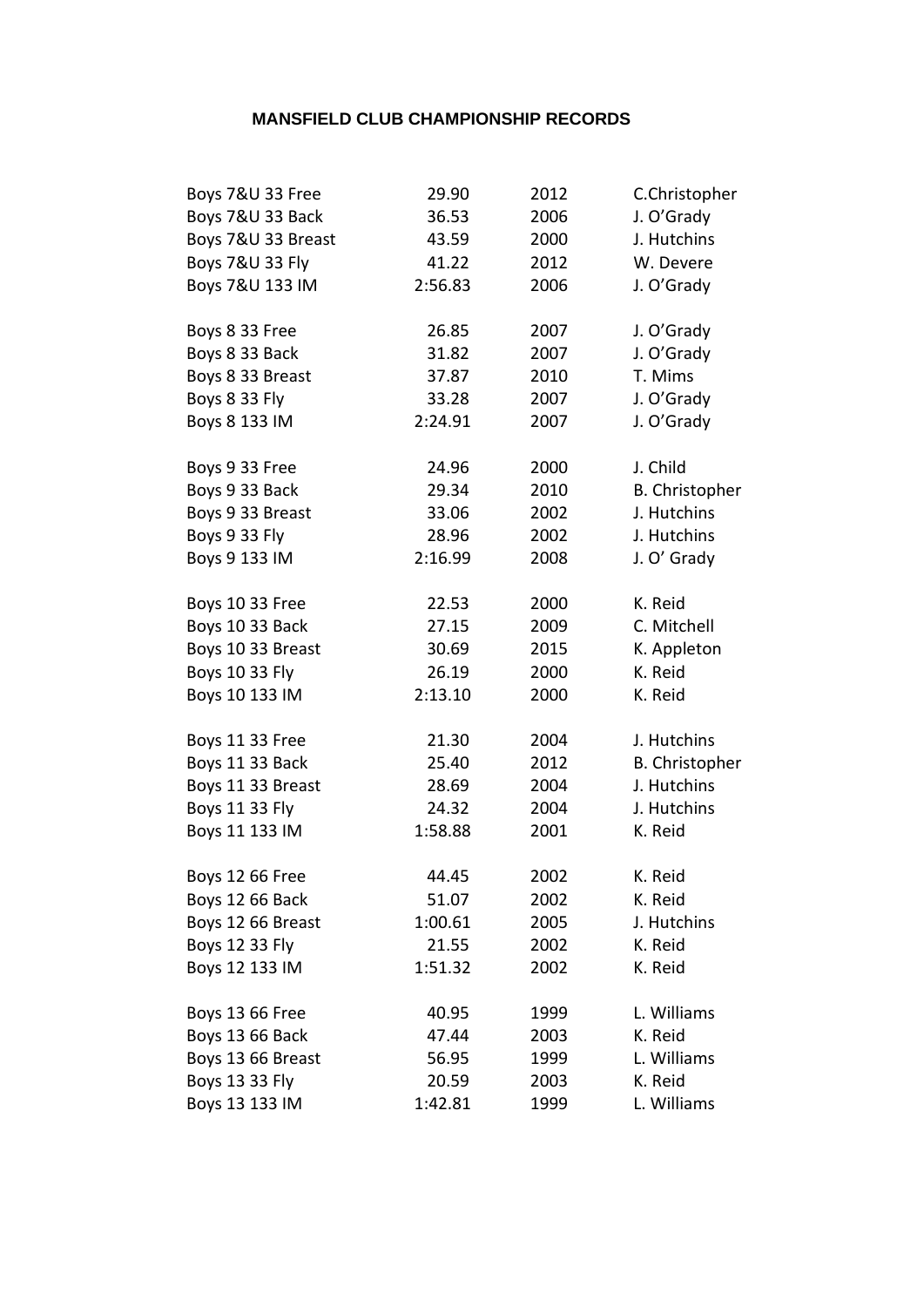# MANSFIELD CLUB CHAMPIONSHIP RECORDS

| | | | |
|---|---|---|---|
| Boys 7&U 33 Free | 29.90 | 2012 | C.Christopher |
| Boys 7&U 33 Back | 36.53 | 2006 | J. O'Grady |
| Boys 7&U 33 Breast | 43.59 | 2000 | J. Hutchins |
| Boys 7&U 33 Fly | 41.22 | 2012 | W. Devere |
| Boys 7&U 133 IM | 2:56.83 | 2006 | J. O'Grady |
| | | | |
| Boys 8 33 Free | 26.85 | 2007 | J. O'Grady |
| Boys 8 33 Back | 31.82 | 2007 | J. O'Grady |
| Boys 8 33 Breast | 37.87 | 2010 | T. Mims |
| Boys 8 33 Fly | 33.28 | 2007 | J. O'Grady |
| Boys 8 133 IM | 2:24.91 | 2007 | J. O'Grady |
| | | | |
| Boys 9 33 Free | 24.96 | 2000 | J. Child |
| Boys 9 33 Back | 29.34 | 2010 | B. Christopher |
| Boys 9 33 Breast | 33.06 | 2002 | J. Hutchins |
| Boys 9 33 Fly | 28.96 | 2002 | J. Hutchins |
| Boys 9 133 IM | 2:16.99 | 2008 | J. O' Grady |
| | | | |
| Boys 10 33 Free | 22.53 | 2000 | K. Reid |
| Boys 10 33 Back | 27.15 | 2009 | C. Mitchell |
| Boys 10 33 Breast | 30.69 | 2015 | K. Appleton |
| Boys 10 33 Fly | 26.19 | 2000 | K. Reid |
| Boys 10 133 IM | 2:13.10 | 2000 | K. Reid |
| | | | |
| Boys 11 33 Free | 21.30 | 2004 | J. Hutchins |
| Boys 11 33 Back | 25.40 | 2012 | B. Christopher |
| Boys 11 33 Breast | 28.69 | 2004 | J. Hutchins |
| Boys 11 33 Fly | 24.32 | 2004 | J. Hutchins |
| Boys 11 133 IM | 1:58.88 | 2001 | K. Reid |
| | | | |
| Boys 12 66 Free | 44.45 | 2002 | K. Reid |
| Boys 12 66 Back | 51.07 | 2002 | K. Reid |
| Boys 12 66 Breast | 1:00.61 | 2005 | J. Hutchins |
| Boys 12 33 Fly | 21.55 | 2002 | K. Reid |
| Boys 12 133 IM | 1:51.32 | 2002 | K. Reid |
| | | | |
| Boys 13 66 Free | 40.95 | 1999 | L. Williams |
| Boys 13 66 Back | 47.44 | 2003 | K. Reid |
| Boys 13 66 Breast | 56.95 | 1999 | L. Williams |
| Boys 13 33 Fly | 20.59 | 2003 | K. Reid |
| Boys 13 133 IM | 1:42.81 | 1999 | L. Williams |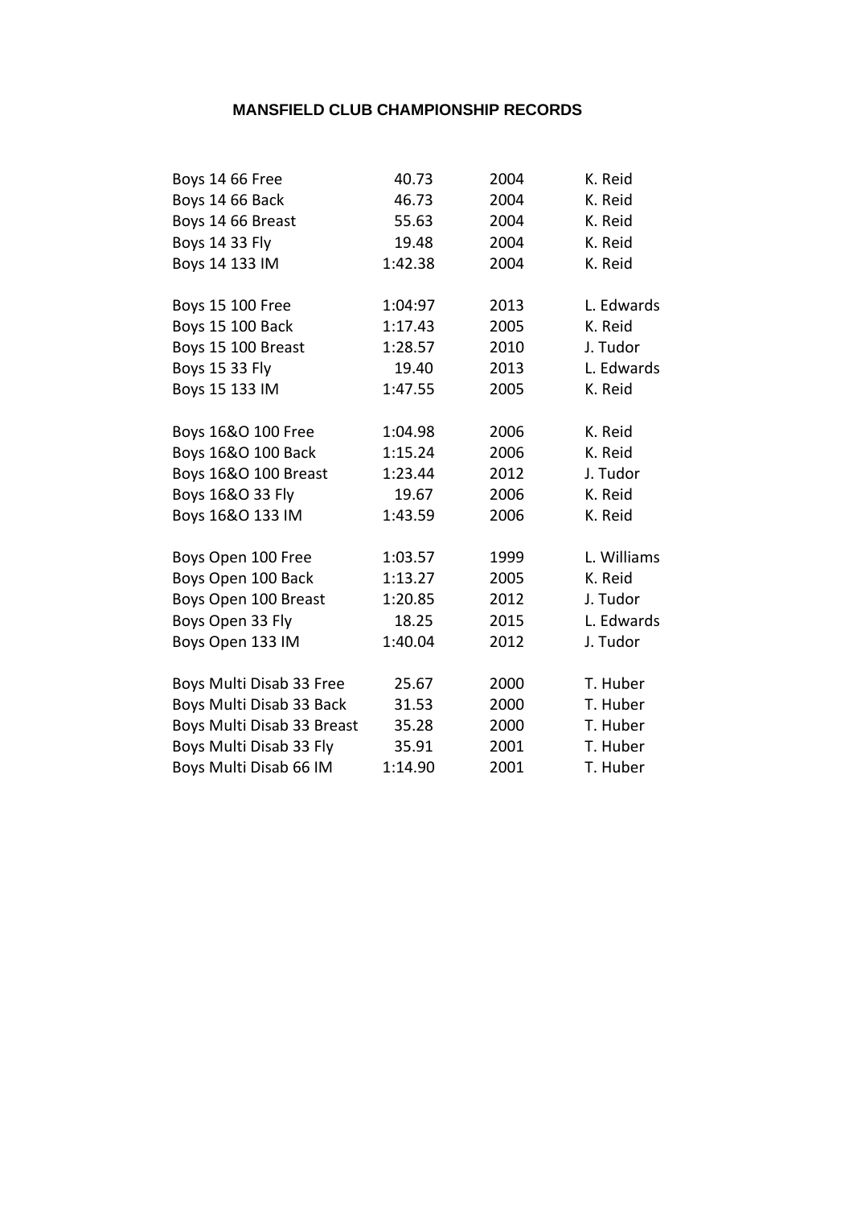**MANSFIELD CLUB CHAMPIONSHIP RECORDS**

| | | | |
|---|---|---|---|
| Boys 14 66 Free | 40.73 | 2004 | K. Reid |
| Boys 14 66 Back | 46.73 | 2004 | K. Reid |
| Boys 14 66 Breast | 55.63 | 2004 | K. Reid |
| Boys 14 33 Fly | 19.48 | 2004 | K. Reid |
| Boys 14 133 IM | 1:42.38 | 2004 | K. Reid |
| | | | |
| Boys 15 100 Free | 1:04:97 | 2013 | L. Edwards |
| Boys 15 100 Back | 1:17.43 | 2005 | K. Reid |
| Boys 15 100 Breast | 1:28.57 | 2010 | J. Tudor |
| Boys 15 33 Fly | 19.40 | 2013 | L. Edwards |
| Boys 15 133 IM | 1:47.55 | 2005 | K. Reid |
| | | | |
| Boys 16&O 100 Free | 1:04.98 | 2006 | K. Reid |
| Boys 16&O 100 Back | 1:15.24 | 2006 | K. Reid |
| Boys 16&O 100 Breast | 1:23.44 | 2012 | J. Tudor |
| Boys 16&O 33 Fly | 19.67 | 2006 | K. Reid |
| Boys 16&O 133 IM | 1:43.59 | 2006 | K. Reid |
| | | | |
| Boys Open 100 Free | 1:03.57 | 1999 | L. Williams |
| Boys Open 100 Back | 1:13.27 | 2005 | K. Reid |
| Boys Open 100 Breast | 1:20.85 | 2012 | J. Tudor |
| Boys Open 33 Fly | 18.25 | 2015 | L. Edwards |
| Boys Open 133 IM | 1:40.04 | 2012 | J. Tudor |
| | | | |
| Boys Multi Disab 33 Free | 25.67 | 2000 | T. Huber |
| Boys Multi Disab 33 Back | 31.53 | 2000 | T. Huber |
| Boys Multi Disab 33 Breast | 35.28 | 2000 | T. Huber |
| Boys Multi Disab 33 Fly | 35.91 | 2001 | T. Huber |
| Boys Multi Disab 66 IM | 1:14.90 | 2001 | T. Huber |